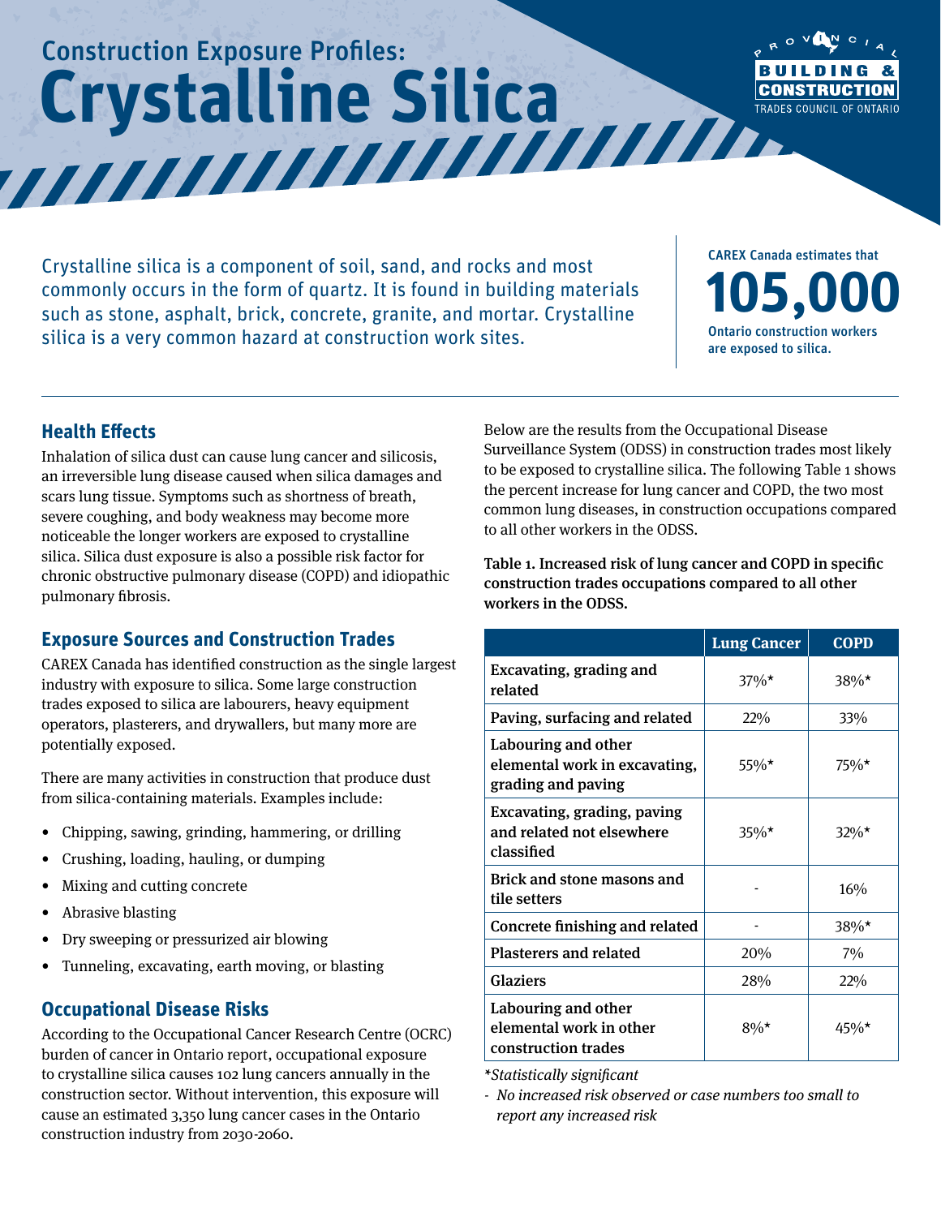# Construction Exposure Profiles: Crystalline Silica

Crystalline silica is a component of soil, sand, and rocks and most commonly occurs in the form of quartz. It is found in building materials such as stone, asphalt, brick, concrete, granite, and mortar. Crystalline silica is a very common hazard at construction work sites.

CAREX Canada estimates that **105,000** Ontario construction workers are exposed to silica.

## Health Effects

Inhalation of silica dust can cause lung cancer and silicosis, an irreversible lung disease caused when silica damages and scars lung tissue. Symptoms such as shortness of breath, severe coughing, and body weakness may become more noticeable the longer workers are exposed to crystalline silica. Silica dust exposure is also a possible risk factor for chronic obstructive pulmonary disease (COPD) and idiopathic pulmonary fibrosis.

## Exposure Sources and Construction Trades

CAREX Canada has identified construction as the single largest industry with exposure to silica. Some large construction trades exposed to silica are labourers, heavy equipment operators, plasterers, and drywallers, but many more are potentially exposed.

There are many activities in construction that produce dust from silica-containing materials. Examples include:

- Chipping, sawing, grinding, hammering, or drilling
- Crushing, loading, hauling, or dumping
- Mixing and cutting concrete
- Abrasive blasting
- Dry sweeping or pressurized air blowing
- Tunneling, excavating, earth moving, or blasting

## Occupational Disease Risks

According to the Occupational Cancer Research Centre (OCRC) burden of cancer in Ontario report, occupational exposure to crystalline silica causes 102 lung cancers annually in the construction sector. Without intervention, this exposure will cause an estimated 3,350 lung cancer cases in the Ontario construction industry from 2030-2060.

Below are the results from the Occupational Disease Surveillance System (ODSS) in construction trades most likely to be exposed to crystalline silica. The following Table 1 shows the percent increase for lung cancer and COPD, the two most common lung diseases, in construction occupations compared to all other workers in the ODSS.

**Table 1. Increased risk of lung cancer and COPD in specific construction trades occupations compared to all other workers in the ODSS.**

| | Lung Cancer | COPD |
|---|---|---|
| **Excavating, grading and related** | 37%* | 38%* |
| **Paving, surfacing and related** | 22% | 33% |
| **Labouring and other elemental work in excavating, grading and paving** | 55%* | 75%* |
| **Excavating, grading, paving and related not elsewhere classified** | 35%* | 32%* |
| **Brick and stone masons and tile setters** | - | 16% |
| **Concrete finishing and related** | - | 38%* |
| **Plasterers and related** | 20% | 7% |
| **Glaziers** | 28% | 22% |
| **Labouring and other elemental work in other construction trades** | 8%* | 45%* |

*\*Statistically significant*

*- No increased risk observed or case numbers too small to report any increased risk*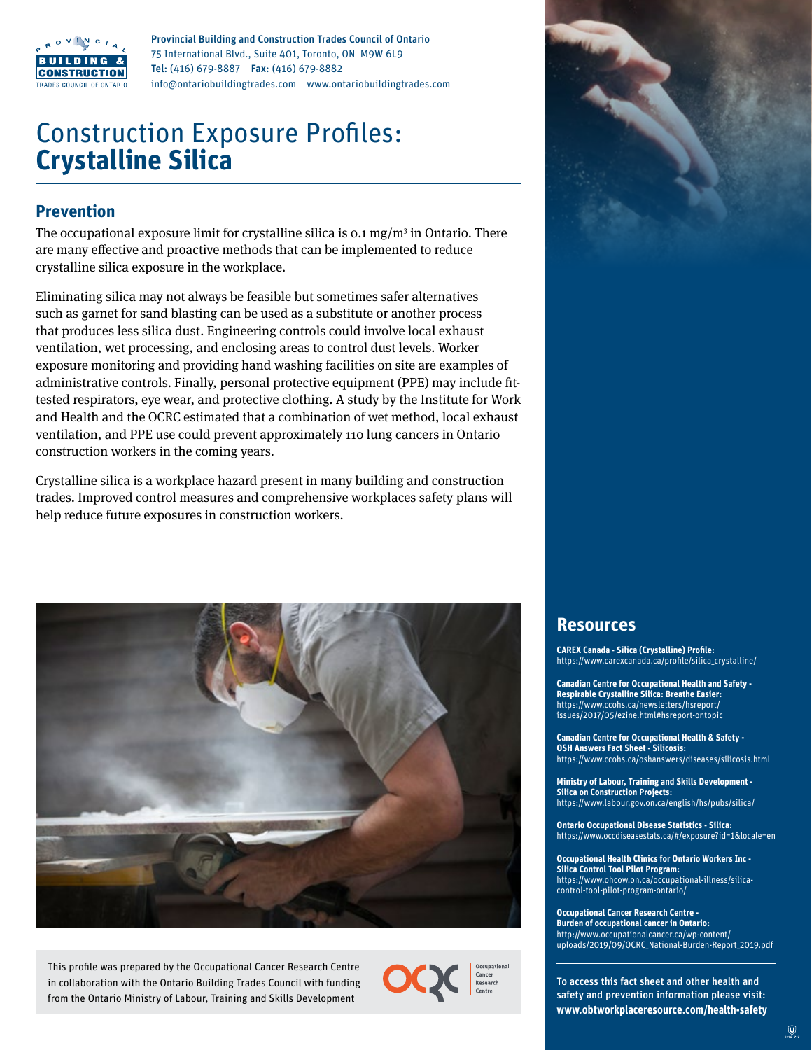**Provincial Building and Construction Trades Council of Ontario**
75 International Blvd., Suite 401, Toronto, ON M9W 6L9
**Tel:** (416) 679-8887 **Fax:** (416) 679-8882
info@ontariobuildingtrades.com www.ontariobuildingtrades.com

# Construction Exposure Profiles: **Crystalline Silica**

## Prevention

The occupational exposure limit for crystalline silica is 0.1 $mg/m^3$ in Ontario. There are many effective and proactive methods that can be implemented to reduce crystalline silica exposure in the workplace.

Eliminating silica may not always be feasible but sometimes safer alternatives such as garnet for sand blasting can be used as a substitute or another process that produces less silica dust. Engineering controls could involve local exhaust ventilation, wet processing, and enclosing areas to control dust levels. Worker exposure monitoring and providing hand washing facilities on site are examples of administrative controls. Finally, personal protective equipment (PPE) may include fit-tested respirators, eye wear, and protective clothing. A study by the Institute for Work and Health and the OCRC estimated that a combination of wet method, local exhaust ventilation, and PPE use could prevent approximately 110 lung cancers in Ontario construction workers in the coming years.

Crystalline silica is a workplace hazard present in many building and construction trades. Improved control measures and comprehensive workplaces safety plans will help reduce future exposures in construction workers.

This profile was prepared by the Occupational Cancer Research Centre in collaboration with the Ontario Building Trades Council with funding from the Ontario Ministry of Labour, Training and Skills Development

## Resources

**CAREX Canada - Silica (Crystalline) Profile:**
https://www.carexcanada.ca/profile/silica_crystalline/

**Canadian Centre for Occupational Health and Safety - Respirable Crystalline Silica: Breathe Easier:**
https://www.ccohs.ca/newsletters/hsreport/issues/2017/05/ezine.html#hsreport-ontopic

**Canadian Centre for Occupational Health & Safety - OSH Answers Fact Sheet - Silicosis:**
https://www.ccohs.ca/oshanswers/diseases/silicosis.html

**Ministry of Labour, Training and Skills Development - Silica on Construction Projects:**
https://www.labour.gov.on.ca/english/hs/pubs/silica/

**Ontario Occupational Disease Statistics - Silica:**
https://www.occdiseasestats.ca/#/exposure?id=1&locale=en

**Occupational Health Clinics for Ontario Workers Inc - Silica Control Tool Pilot Program:**
https://www.ohcow.on.ca/occupational-illness/silica-control-tool-pilot-program-ontario/

**Occupational Cancer Research Centre - Burden of occupational cancer in Ontario:**
http://www.occupationalcancer.ca/wp-content/uploads/2019/09/OCRC_National-Burden-Report_2019.pdf

**To access this fact sheet and other health and safety and prevention information please visit: www.obtworkplaceresource.com/health-safety**